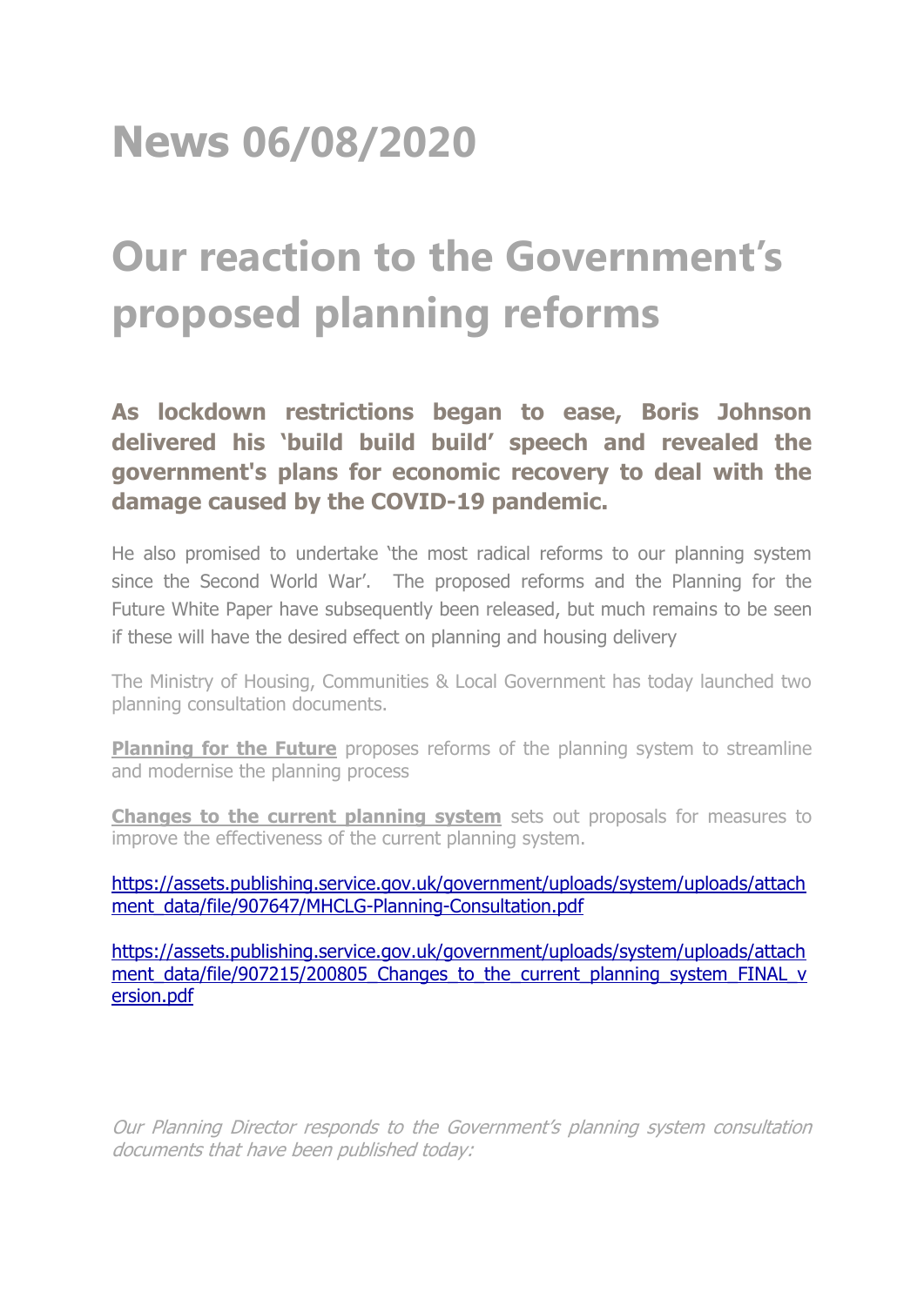# News 06/08/2020

# Our reaction to the Government's proposed planning reforms

**As lockdown restrictions began to ease, Boris Johnson delivered his 'build build build' speech and revealed the government's plans for economic recovery to deal with the damage caused by the COVID-19 pandemic.**

He also promised to undertake 'the most radical reforms to our planning system since the Second World War'. The proposed reforms and the Planning for the Future White Paper have subsequently been released, but much remains to be seen if these will have the desired effect on planning and housing delivery

The Ministry of Housing, Communities & Local Government has today launched two planning consultation documents.

**Planning for the Future** proposes reforms of the planning system to streamline and modernise the planning process

**Changes to the current planning system** sets out proposals for measures to improve the effectiveness of the current planning system.

https://assets.publishing.service.gov.uk/government/uploads/system/uploads/attachment_data/file/907647/MHCLG-Planning-Consultation.pdf

https://assets.publishing.service.gov.uk/government/uploads/system/uploads/attachment_data/file/907215/200805_Changes_to_the_current_planning_system_FINAL_version.pdf

*Our Planning Director responds to the Government's planning system consultation documents that have been published today:*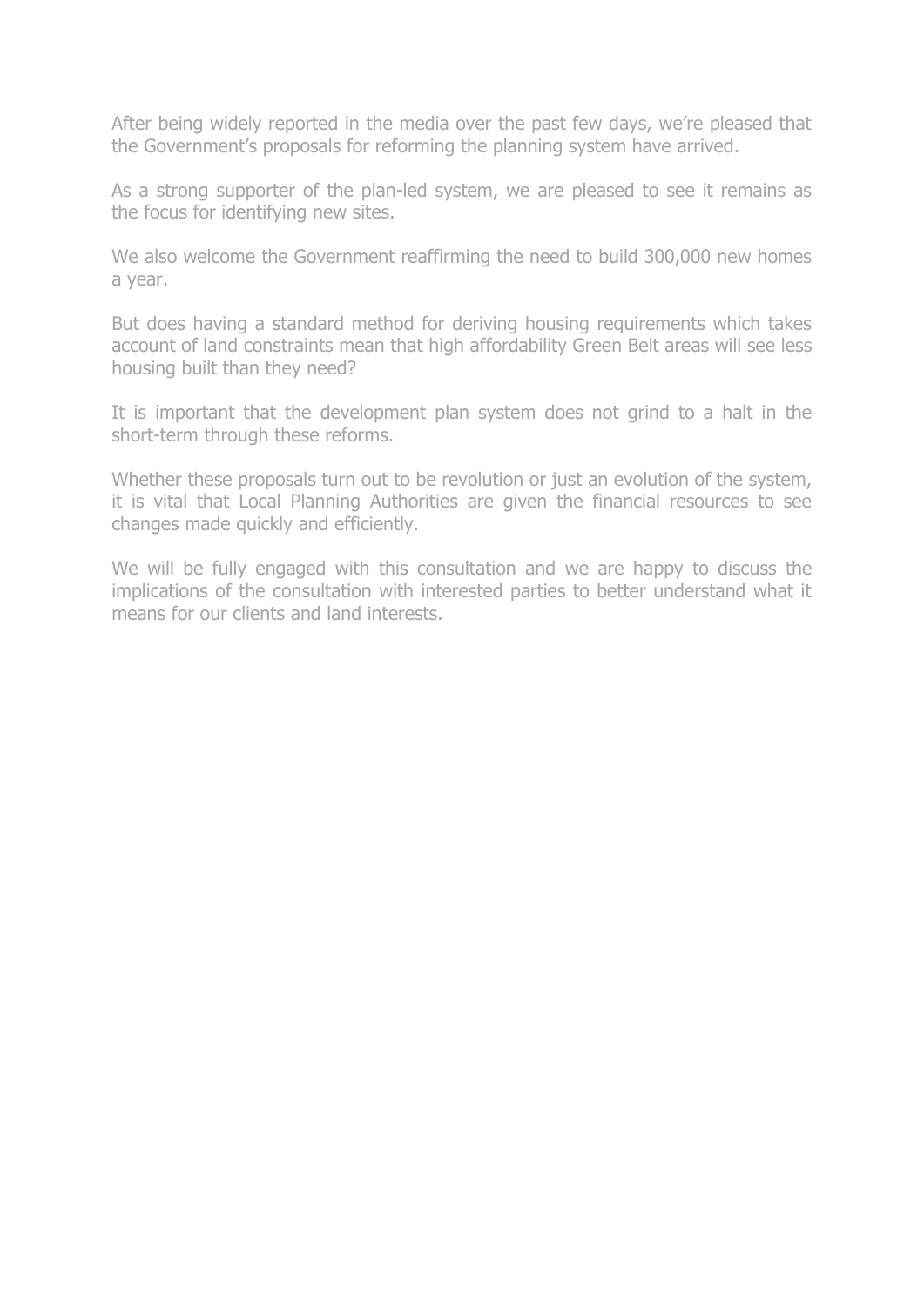After being widely reported in the media over the past few days, we're pleased that the Government's proposals for reforming the planning system have arrived.

As a strong supporter of the plan-led system, we are pleased to see it remains as the focus for identifying new sites.

We also welcome the Government reaffirming the need to build 300,000 new homes a year.

But does having a standard method for deriving housing requirements which takes account of land constraints mean that high affordability Green Belt areas will see less housing built than they need?

It is important that the development plan system does not grind to a halt in the short-term through these reforms.

Whether these proposals turn out to be revolution or just an evolution of the system, it is vital that Local Planning Authorities are given the financial resources to see changes made quickly and efficiently.

We will be fully engaged with this consultation and we are happy to discuss the implications of the consultation with interested parties to better understand what it means for our clients and land interests.